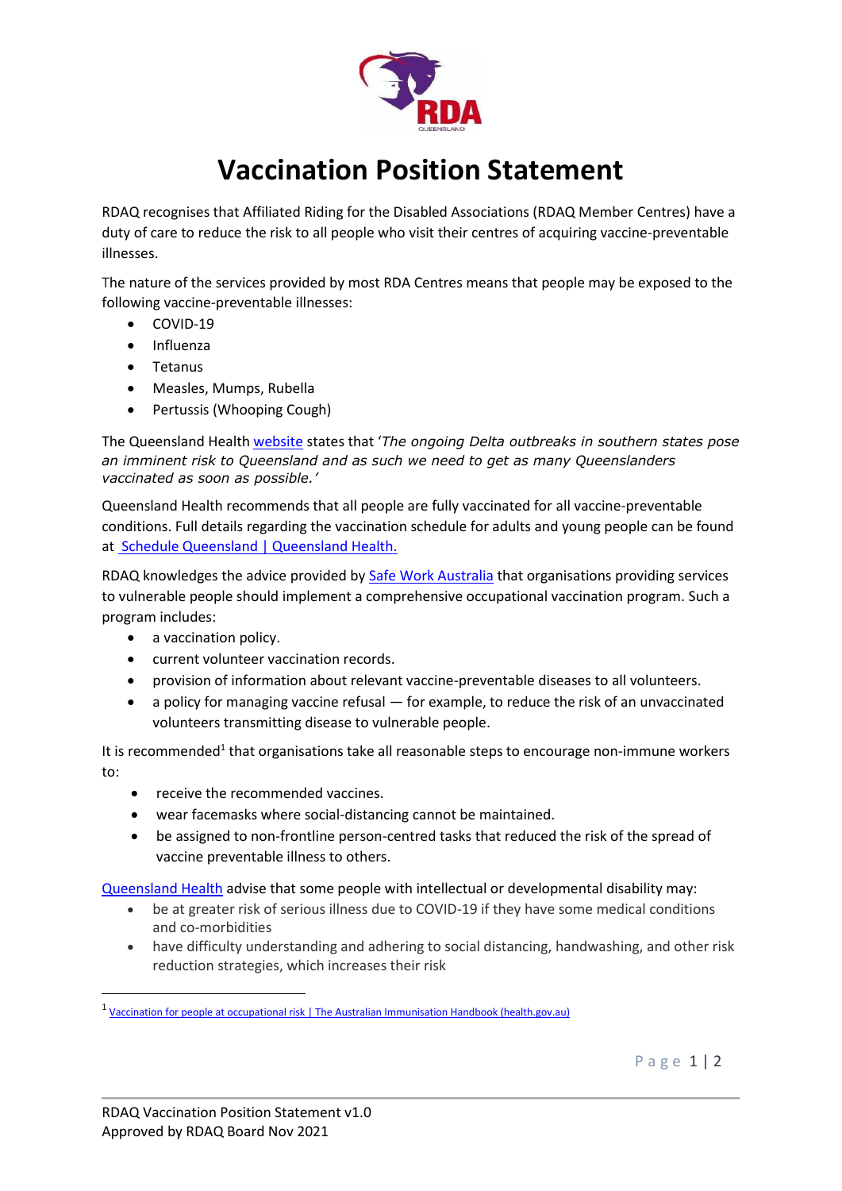# Vaccination Position Statement

RDAQ recognises that Affiliated Riding for the Disabled Associations (RDAQ Member Centres) have a duty of care to reduce the risk to all people who visit their centres of acquiring vaccine-preventable illnesses.

The nature of the services provided by most RDA Centres means that people may be exposed to the following vaccine-preventable illnesses:

- COVID-19
- Influenza
- Tetanus
- Measles, Mumps, Rubella
- Pertussis (Whooping Cough)

The Queensland Health website states that '*The ongoing Delta outbreaks in southern states pose an imminent risk to Queensland and as such we need to get as many Queenslanders vaccinated as soon as possible.*'

Queensland Health recommends that all people are fully vaccinated for all vaccine-preventable conditions. Full details regarding the vaccination schedule for adults and young people can be found at Schedule Queensland | Queensland Health.

RDAQ knowledges the advice provided by Safe Work Australia that organisations providing services to vulnerable people should implement a comprehensive occupational vaccination program. Such a program includes:

- a vaccination policy.
- current volunteer vaccination records.
- provision of information about relevant vaccine-preventable diseases to all volunteers.
- a policy for managing vaccine refusal — for example, to reduce the risk of an unvaccinated volunteers transmitting disease to vulnerable people.

It is recommended[1] that organisations take all reasonable steps to encourage non-immune workers to:

- receive the recommended vaccines.
- wear facemasks where social-distancing cannot be maintained.
- be assigned to non-frontline person-centred tasks that reduced the risk of the spread of vaccine preventable illness to others.

Queensland Health advise that some people with intellectual or developmental disability may:

- be at greater risk of serious illness due to COVID-19 if they have some medical conditions and co-morbidities
- have difficulty understanding and adhering to social distancing, handwashing, and other risk reduction strategies, which increases their risk

[1] Vaccination for people at occupational risk | The Australian Immunisation Handbook (health.gov.au)

RDAQ Vaccination Position Statement v1.0
Approved by RDAQ Board Nov 2021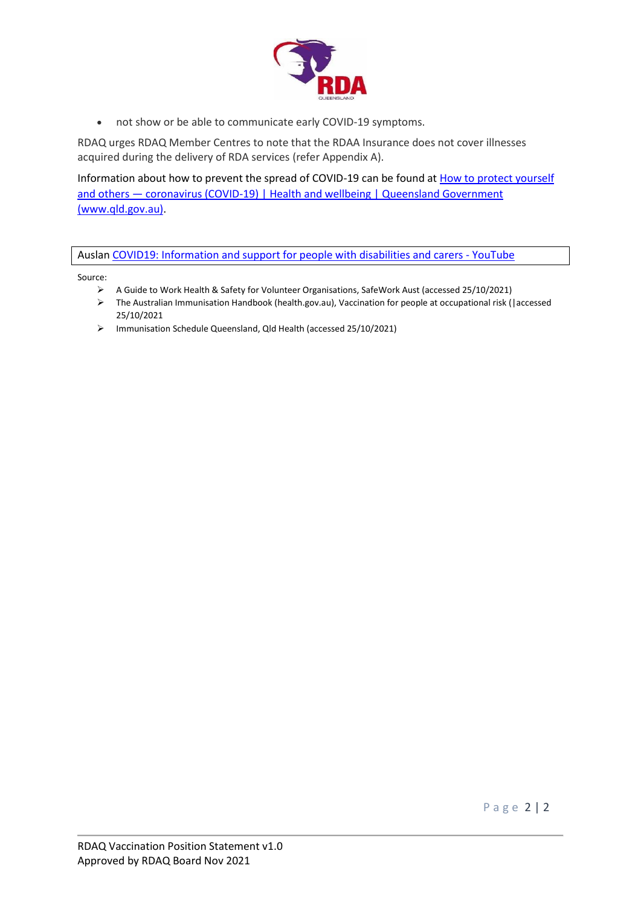- not show or be able to communicate early COVID-19 symptoms.

RDAQ urges RDAQ Member Centres to note that the RDAA Insurance does not cover illnesses acquired during the delivery of RDA services (refer Appendix A).

Information about how to prevent the spread of COVID-19 can be found at How to protect yourself and others — coronavirus (COVID-19) | Health and wellbeing | Queensland Government (www.qld.gov.au).

Auslan COVID19: Information and support for people with disabilities and carers - YouTube

Source:

- A Guide to Work Health & Safety for Volunteer Organisations, SafeWork Aust (accessed 25/10/2021)
- The Australian Immunisation Handbook (health.gov.au), Vaccination for people at occupational risk (|accessed 25/10/2021
- Immunisation Schedule Queensland, Qld Health (accessed 25/10/2021)